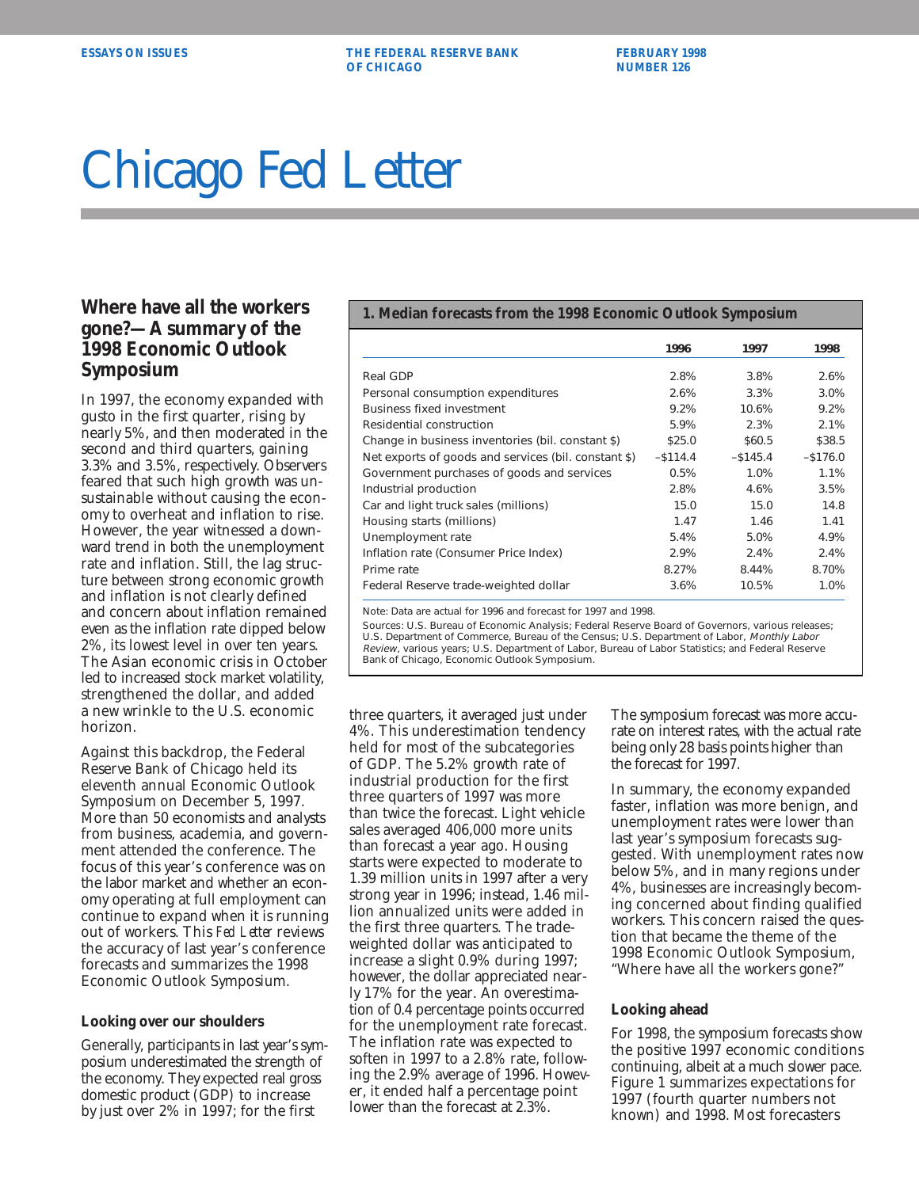ESSAYS ON ISSUES — THE FEDERAL RESERVE BANK OF CHICAGO — FEBRUARY 1998 NUMBER 126

# Chicago Fed Letter

## Where have all the workers gone?—A summary of the 1998 Economic Outlook Symposium

In 1997, the economy expanded with gusto in the first quarter, rising by nearly 5%, and then moderated in the second and third quarters, gaining 3.3% and 3.5%, respectively. Observers feared that such high growth was unsustainable without causing the economy to overheat and inflation to rise. However, the year witnessed a downward trend in both the unemployment rate and inflation. Still, the lag structure between strong economic growth and inflation is not clearly defined and concern about inflation remained even as the inflation rate dipped below 2%, its lowest level in over ten years. The Asian economic crisis in October led to increased stock market volatility, strengthened the dollar, and added a new wrinkle to the U.S. economic horizon.

Against this backdrop, the Federal Reserve Bank of Chicago held its eleventh annual Economic Outlook Symposium on December 5, 1997. More than 50 economists and analysts from business, academia, and government attended the conference. The focus of this year's conference was on the labor market and whether an economy operating at full employment can continue to expand when it is running out of workers. This *Fed Letter* reviews the accuracy of last year's conference forecasts and summarizes the 1998 Economic Outlook Symposium.

**1. Median forecasts from the 1998 Economic Outlook Symposium**

| | 1996 | 1997 | 1998 |
|---|---|---|---|
| Real GDP | 2.8% | 3.8% | 2.6% |
| Personal consumption expenditures | 2.6% | 3.3% | 3.0% |
| Business fixed investment | 9.2% | 10.6% | 9.2% |
| Residential construction | 5.9% | 2.3% | 2.1% |
| Change in business inventories (bil. constant $) | $25.0 | $60.5 | $38.5 |
| Net exports of goods and services (bil. constant $) | –$114.4 | –$145.4 | –$176.0 |
| Government purchases of goods and services | 0.5% | 1.0% | 1.1% |
| Industrial production | 2.8% | 4.6% | 3.5% |
| Car and light truck sales (millions) | 15.0 | 15.0 | 14.8 |
| Housing starts (millions) | 1.47 | 1.46 | 1.41 |
| Unemployment rate | 5.4% | 5.0% | 4.9% |
| Inflation rate (Consumer Price Index) | 2.9% | 2.4% | 2.4% |
| Prime rate | 8.27% | 8.44% | 8.70% |
| Federal Reserve trade-weighted dollar | 3.6% | 10.5% | 1.0% |

Note: Data are actual for 1996 and forecast for 1997 and 1998.

Sources: U.S. Bureau of Economic Analysis; Federal Reserve Board of Governors, various releases; U.S. Department of Commerce, Bureau of the Census; U.S. Department of Labor, *Monthly Labor Review*, various years; U.S. Department of Labor, Bureau of Labor Statistics; and Federal Reserve Bank of Chicago, Economic Outlook Symposium.

### Looking over our shoulders

Generally, participants in last year's symposium underestimated the strength of the economy. They expected real gross domestic product (GDP) to increase by just over 2% in 1997; for the first three quarters, it averaged just under 4%. This underestimation tendency held for most of the subcategories of GDP. The 5.2% growth rate of industrial production for the first three quarters of 1997 was more than twice the forecast. Light vehicle sales averaged 406,000 more units than forecast a year ago. Housing starts were expected to moderate to 1.39 million units in 1997 after a very strong year in 1996; instead, 1.46 million annualized units were added in the first three quarters. The trade-weighted dollar was anticipated to increase a slight 0.9% during 1997; however, the dollar appreciated nearly 17% for the year. An overestimation of 0.4 percentage points occurred for the unemployment rate forecast. The inflation rate was expected to soften in 1997 to a 2.8% rate, following the 2.9% average of 1996. However, it ended half a percentage point lower than the forecast at 2.3%.

The symposium forecast was more accurate on interest rates, with the actual rate being only 28 basis points higher than the forecast for 1997.

In summary, the economy expanded faster, inflation was more benign, and unemployment rates were lower than last year's symposium forecasts suggested. With unemployment rates now below 5%, and in many regions under 4%, businesses are increasingly becoming concerned about finding qualified workers. This concern raised the question that became the theme of the 1998 Economic Outlook Symposium, "Where have all the workers gone?"

### Looking ahead

For 1998, the symposium forecasts show the positive 1997 economic conditions continuing, albeit at a much slower pace. Figure 1 summarizes expectations for 1997 (fourth quarter numbers not known) and 1998. Most forecasters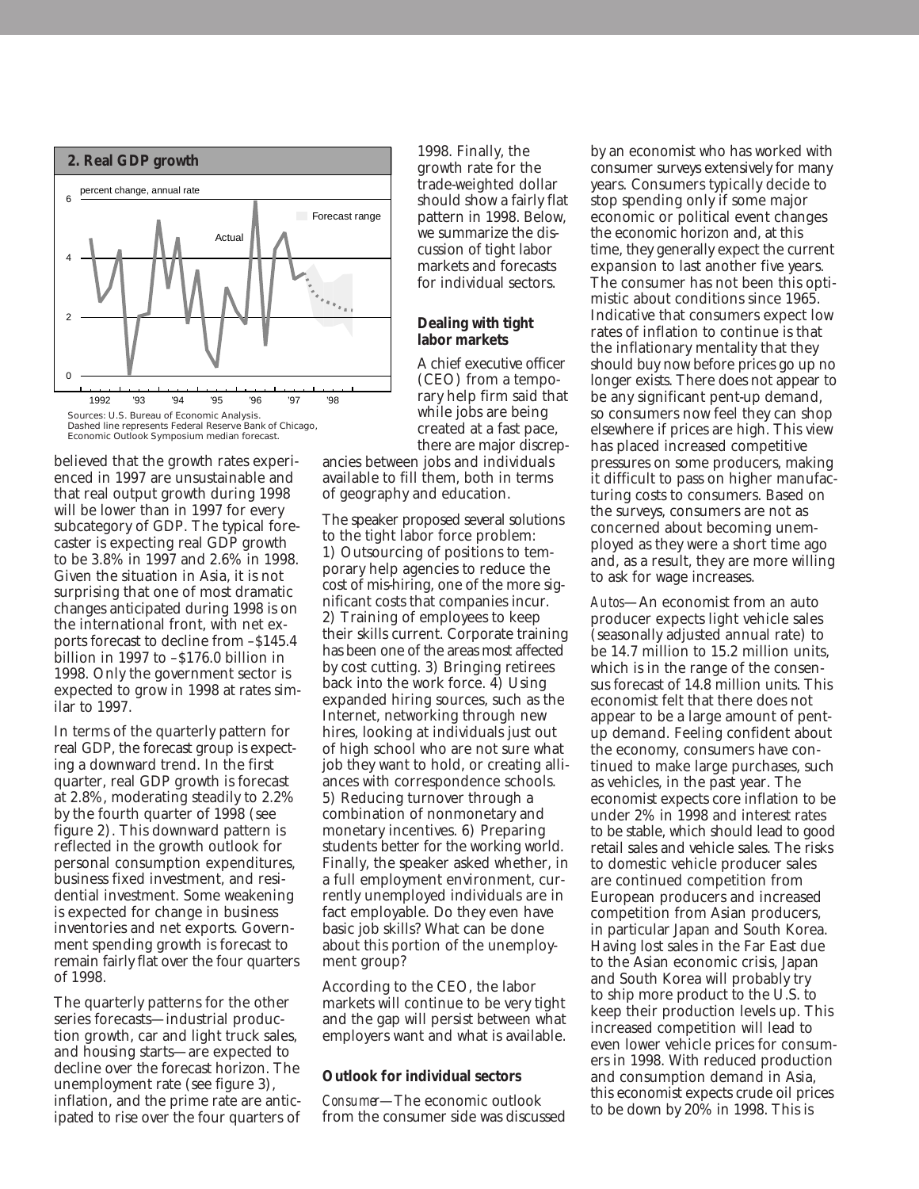**2. Real GDP growth**

percent change, annual rate

Sources: U.S. Bureau of Economic Analysis.
Dashed line represents Federal Reserve Bank of Chicago, Economic Outlook Symposium median forecast.

believed that the growth rates experienced in 1997 are unsustainable and that real output growth during 1998 will be lower than in 1997 for every subcategory of GDP. The typical forecaster is expecting real GDP growth to be 3.8% in 1997 and 2.6% in 1998. Given the situation in Asia, it is not surprising that one of most dramatic changes anticipated during 1998 is on the international front, with net exports forecast to decline from –$145.4 billion in 1997 to –$176.0 billion in 1998. Only the government sector is expected to grow in 1998 at rates similar to 1997.

In terms of the quarterly pattern for real GDP, the forecast group is expecting a downward trend. In the first quarter, real GDP growth is forecast at 2.8%, moderating steadily to 2.2% by the fourth quarter of 1998 (see figure 2). This downward pattern is reflected in the growth outlook for personal consumption expenditures, business fixed investment, and residential investment. Some weakening is expected for change in business inventories and net exports. Government spending growth is forecast to remain fairly flat over the four quarters of 1998.

The quarterly patterns for the other series forecasts—industrial production growth, car and light truck sales, and housing starts—are expected to decline over the forecast horizon. The unemployment rate (see figure 3), inflation, and the prime rate are anticipated to rise over the four quarters of 1998. Finally, the growth rate for the trade-weighted dollar should show a fairly flat pattern in 1998. Below, we summarize the discussion of tight labor markets and forecasts for individual sectors.

## Dealing with tight labor markets

A chief executive officer (CEO) from a temporary help firm said that while jobs are being created at a fast pace, there are major discrepancies between jobs and individuals available to fill them, both in terms of geography and education.

The speaker proposed several solutions to the tight labor force problem: 1) Outsourcing of positions to temporary help agencies to reduce the cost of mis-hiring, one of the more significant costs that companies incur. 2) Training of employees to keep their skills current. Corporate training has been one of the areas most affected by cost cutting. 3) Bringing retirees back into the work force. 4) Using expanded hiring sources, such as the Internet, networking through new hires, looking at individuals just out of high school who are not sure what job they want to hold, or creating alliances with correspondence schools. 5) Reducing turnover through a combination of nonmonetary and monetary incentives. 6) Preparing students better for the working world. Finally, the speaker asked whether, in a full employment environment, currently unemployed individuals are in fact employable. Do they even have basic job skills? What can be done about this portion of the unemployment group?

According to the CEO, the labor markets will continue to be very tight and the gap will persist between what employers want and what is available.

## Outlook for individual sectors

*Consumer*—The economic outlook from the consumer side was discussed by an economist who has worked with consumer surveys extensively for many years. Consumers typically decide to stop spending only if some major economic or political event changes the economic horizon and, at this time, they generally expect the current expansion to last another five years. The consumer has not been this optimistic about conditions since 1965. Indicative that consumers expect low rates of inflation to continue is that the inflationary mentality that they should buy now before prices go up no longer exists. There does not appear to be any significant pent-up demand, so consumers now feel they can shop elsewhere if prices are high. This view has placed increased competitive pressures on some producers, making it difficult to pass on higher manufacturing costs to consumers. Based on the surveys, consumers are not as concerned about becoming unemployed as they were a short time ago and, as a result, they are more willing to ask for wage increases.

*Autos*—An economist from an auto producer expects light vehicle sales (seasonally adjusted annual rate) to be 14.7 million to 15.2 million units, which is in the range of the consensus forecast of 14.8 million units. This economist felt that there does not appear to be a large amount of pent-up demand. Feeling confident about the economy, consumers have continued to make large purchases, such as vehicles, in the past year. The economist expects core inflation to be under 2% in 1998 and interest rates to be stable, which should lead to good retail sales and vehicle sales. The risks to domestic vehicle producer sales are continued competition from European producers and increased competition from Asian producers, in particular Japan and South Korea. Having lost sales in the Far East due to the Asian economic crisis, Japan and South Korea will probably try to ship more product to the U.S. to keep their production levels up. This increased competition will lead to even lower vehicle prices for consumers in 1998. With reduced production and consumption demand in Asia, this economist expects crude oil prices to be down by 20% in 1998. This is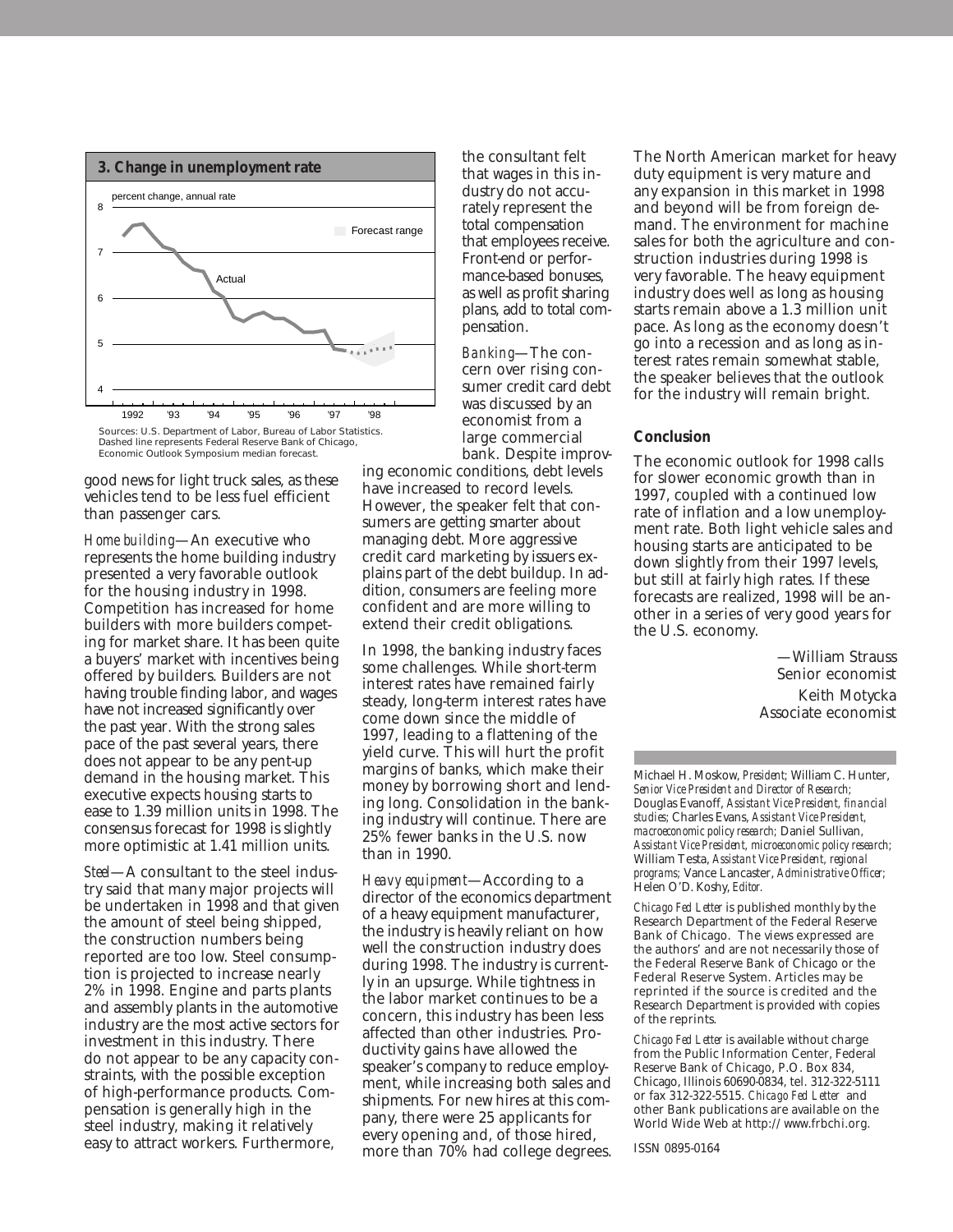**3. Change in unemployment rate**

Sources: U.S. Department of Labor, Bureau of Labor Statistics. Dashed line represents Federal Reserve Bank of Chicago, Economic Outlook Symposium median forecast.

good news for light truck sales, as these vehicles tend to be less fuel efficient than passenger cars.

*Home building*—An executive who represents the home building industry presented a very favorable outlook for the housing industry in 1998. Competition has increased for home builders with more builders competing for market share. It has been quite a buyers' market with incentives being offered by builders. Builders are not having trouble finding labor, and wages have not increased significantly over the past year. With the strong sales pace of the past several years, there does not appear to be any pent-up demand in the housing market. This executive expects housing starts to ease to 1.39 million units in 1998. The consensus forecast for 1998 is slightly more optimistic at 1.41 million units.

*Steel*—A consultant to the steel industry said that many major projects will be undertaken in 1998 and that given the amount of steel being shipped, the construction numbers being reported are too low. Steel consumption is projected to increase nearly 2% in 1998. Engine and parts plants and assembly plants in the automotive industry are the most active sectors for investment in this industry. There do not appear to be any capacity constraints, with the possible exception of high-performance products. Compensation is generally high in the steel industry, making it relatively easy to attract workers. Furthermore, the consultant felt that wages in this industry do not accurately represent the total compensation that employees receive. Front-end or performance-based bonuses, as well as profit sharing plans, add to total compensation.

*Banking*—The concern over rising consumer credit card debt was discussed by an economist from a large commercial bank. Despite improving economic conditions, debt levels have increased to record levels. However, the speaker felt that consumers are getting smarter about managing debt. More aggressive credit card marketing by issuers explains part of the debt buildup. In addition, consumers are feeling more confident and are more willing to extend their credit obligations.

In 1998, the banking industry faces some challenges. While short-term interest rates have remained fairly steady, long-term interest rates have come down since the middle of 1997, leading to a flattening of the yield curve. This will hurt the profit margins of banks, which make their money by borrowing short and lending long. Consolidation in the banking industry will continue. There are 25% fewer banks in the U.S. now than in 1990.

*Heavy equipment*—According to a director of the economics department of a heavy equipment manufacturer, the industry is heavily reliant on how well the construction industry does during 1998. The industry is currently in an upsurge. While tightness in the labor market continues to be a concern, this industry has been less affected than other industries. Productivity gains have allowed the speaker's company to reduce employment, while increasing both sales and shipments. For new hires at this company, there were 25 applicants for every opening and, of those hired, more than 70% had college degrees. The North American market for heavy duty equipment is very mature and any expansion in this market in 1998 and beyond will be from foreign demand. The environment for machine sales for both the agriculture and construction industries during 1998 is very favorable. The heavy equipment industry does well as long as housing starts remain above a 1.3 million unit pace. As long as the economy doesn't go into a recession and as long as interest rates remain somewhat stable, the speaker believes that the outlook for the industry will remain bright.

## Conclusion

The economic outlook for 1998 calls for slower economic growth than in 1997, coupled with a continued low rate of inflation and a low unemployment rate. Both light vehicle sales and housing starts are anticipated to be down slightly from their 1997 levels, but still at fairly high rates. If these forecasts are realized, 1998 will be another in a series of very good years for the U.S. economy.

—William Strauss
Senior economist

Keith Motycka
Associate economist

---

Michael H. Moskow, *President*; William C. Hunter, *Senior Vice President and Director of Research*; Douglas Evanoff, *Assistant Vice President, financial studies*; Charles Evans, *Assistant Vice President, macroeconomic policy research*; Daniel Sullivan, *Assistant Vice President, microeconomic policy research*; William Testa, *Assistant Vice President, regional programs*; Vance Lancaster, *Administrative Officer*; Helen O'D. Koshy, *Editor*.

*Chicago Fed Letter* is published monthly by the Research Department of the Federal Reserve Bank of Chicago. The views expressed are the authors' and are not necessarily those of the Federal Reserve Bank of Chicago or the Federal Reserve System. Articles may be reprinted if the source is credited and the Research Department is provided with copies of the reprints.

*Chicago Fed Letter* is available without charge from the Public Information Center, Federal Reserve Bank of Chicago, P.O. Box 834, Chicago, Illinois 60690-0834, tel. 312-322-5111 or fax 312-322-5515. *Chicago Fed Letter* and other Bank publications are available on the World Wide Web at http://www.frbchi.org.

ISSN 0895-0164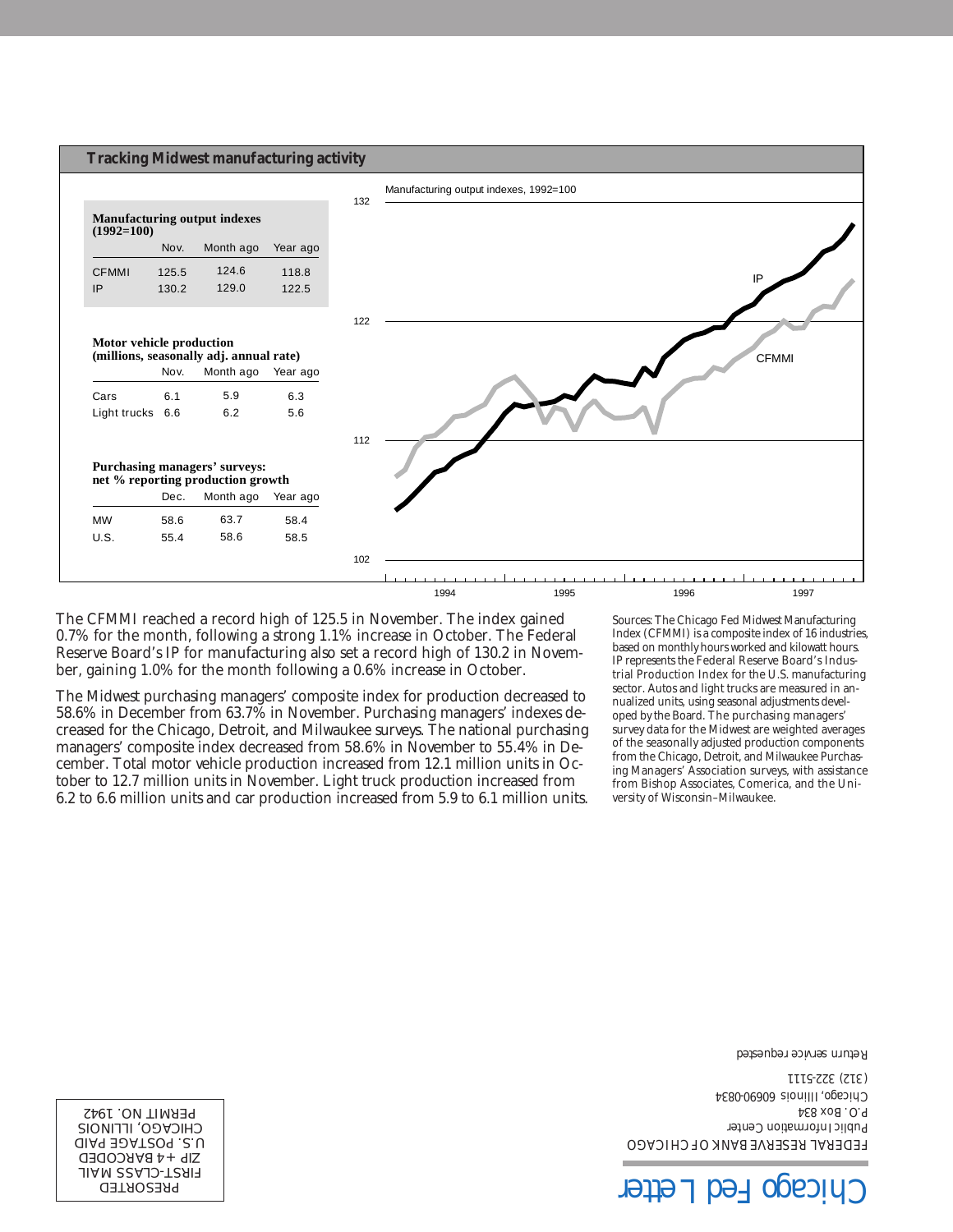## Tracking Midwest manufacturing activity

**Manufacturing output indexes (1992=100)**

| | Nov. | Month ago | Year ago |
|---|---|---|---|
| CFMMI | 125.5 | 124.6 | 118.8 |
| IP | 130.2 | 129.0 | 122.5 |

**Motor vehicle production (millions, seasonally adj. annual rate)**

| | Nov. | Month ago | Year ago |
|---|---|---|---|
| Cars | 6.1 | 5.9 | 6.3 |
| Light trucks | 6.6 | 6.2 | 5.6 |

**Purchasing managers' surveys: net % reporting production growth**

| | Dec. | Month ago | Year ago |
|---|---|---|---|
| MW | 58.6 | 63.7 | 58.4 |
| U.S. | 55.4 | 58.6 | 58.5 |

Manufacturing output indexes, 1992=100

132
122
112
102

IP
CFMMI

1994
1995
1996
1997

The CFMMI reached a record high of 125.5 in November. The index gained 0.7% for the month, following a strong 1.1% increase in October. The Federal Reserve Board's IP for manufacturing also set a record high of 130.2 in November, gaining 1.0% for the month following a 0.6% increase in October.

The Midwest purchasing managers' composite index for production decreased to 58.6% in December from 63.7% in November. Purchasing managers' indexes decreased for the Chicago, Detroit, and Milwaukee surveys. The national purchasing managers' composite index decreased from 58.6% in November to 55.4% in December. Total motor vehicle production increased from 12.1 million units in October to 12.7 million units in November. Light truck production increased from 6.2 to 6.6 million units and car production increased from 5.9 to 6.1 million units.

Sources: The Chicago Fed Midwest Manufacturing Index (CFMMI) is a composite index of 16 industries, based on monthly hours worked and kilowatt hours. IP represents the Federal Reserve Board's Industrial Production Index for the U.S. manufacturing sector. Autos and light trucks are measured in annualized units, using seasonal adjustments developed by the Board. The purchasing managers' survey data for the Midwest are weighted averages of the seasonally adjusted production components from the Chicago, Detroit, and Milwaukee Purchasing Managers' Association surveys, with assistance from Bishop Associates, Comerica, and the University of Wisconsin–Milwaukee.

Chicago Fed Letter

FEDERAL RESERVE BANK OF CHICAGO
Public Information Center
P.O. Box 834
Chicago, Illinois 60690-0834
(312) 322-5111

Return service requested

PRESORTED
FIRST-CLASS MAIL
ZIP + 4 BARCODED
U.S. POSTAGE PAID
CHICAGO, ILLINOIS
PERMIT NO. 1942